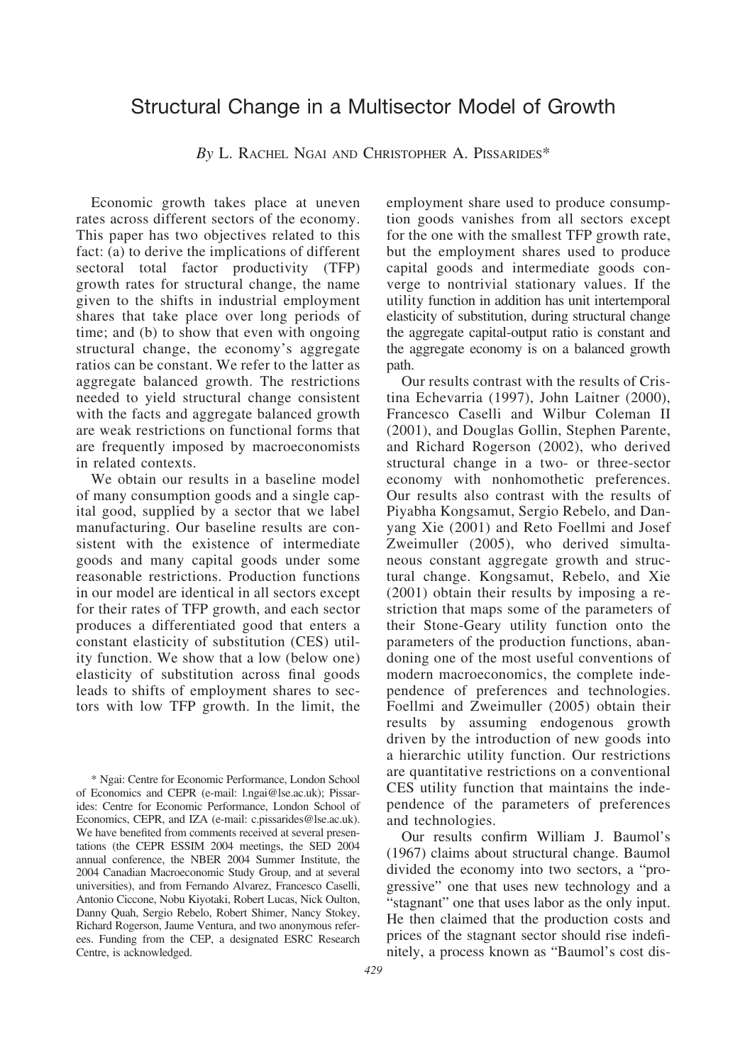# Structural Change in a Multisector Model of Growth

*By* L. Rachel Ngai and Christopher A. Pissarides*

Economic growth takes place at uneven rates across different sectors of the economy. This paper has two objectives related to this fact: (a) to derive the implications of different sectoral total factor productivity (TFP) growth rates for structural change, the name given to the shifts in industrial employment shares that take place over long periods of time; and (b) to show that even with ongoing structural change, the economy's aggregate ratios can be constant. We refer to the latter as aggregate balanced growth. The restrictions needed to yield structural change consistent with the facts and aggregate balanced growth are weak restrictions on functional forms that are frequently imposed by macroeconomists in related contexts.

We obtain our results in a baseline model of many consumption goods and a single capital good, supplied by a sector that we label manufacturing. Our baseline results are consistent with the existence of intermediate goods and many capital goods under some reasonable restrictions. Production functions in our model are identical in all sectors except for their rates of TFP growth, and each sector produces a differentiated good that enters a constant elasticity of substitution (CES) utility function. We show that a low (below one) elasticity of substitution across final goods leads to shifts of employment shares to sectors with low TFP growth. In the limit, the employment share used to produce consumption goods vanishes from all sectors except for the one with the smallest TFP growth rate, but the employment shares used to produce capital goods and intermediate goods converge to nontrivial stationary values. If the utility function in addition has unit intertemporal elasticity of substitution, during structural change the aggregate capital-output ratio is constant and the aggregate economy is on a balanced growth path.

Our results contrast with the results of Cristina Echevarria (1997), John Laitner (2000), Francesco Caselli and Wilbur Coleman II (2001), and Douglas Gollin, Stephen Parente, and Richard Rogerson (2002), who derived structural change in a two- or three-sector economy with nonhomothetic preferences. Our results also contrast with the results of Piyabha Kongsamut, Sergio Rebelo, and Danyang Xie (2001) and Reto Foellmi and Josef Zweimuller (2005), who derived simultaneous constant aggregate growth and structural change. Kongsamut, Rebelo, and Xie (2001) obtain their results by imposing a restriction that maps some of the parameters of their Stone-Geary utility function onto the parameters of the production functions, abandoning one of the most useful conventions of modern macroeconomics, the complete independence of preferences and technologies. Foellmi and Zweimuller (2005) obtain their results by assuming endogenous growth driven by the introduction of new goods into a hierarchic utility function. Our restrictions are quantitative restrictions on a conventional CES utility function that maintains the independence of the parameters of preferences and technologies.

Our results confirm William J. Baumol's (1967) claims about structural change. Baumol divided the economy into two sectors, a "progressive" one that uses new technology and a "stagnant" one that uses labor as the only input. He then claimed that the production costs and prices of the stagnant sector should rise indefinitely, a process known as "Baumol's cost dis-

\* Ngai: Centre for Economic Performance, London School of Economics and CEPR (e-mail: l.ngai@lse.ac.uk); Pissarides: Centre for Economic Performance, London School of Economics, CEPR, and IZA (e-mail: c.pissarides@lse.ac.uk). We have benefited from comments received at several presentations (the CEPR ESSIM 2004 meetings, the SED 2004 annual conference, the NBER 2004 Summer Institute, the 2004 Canadian Macroeconomic Study Group, and at several universities), and from Fernando Alvarez, Francesco Caselli, Antonio Ciccone, Nobu Kiyotaki, Robert Lucas, Nick Oulton, Danny Quah, Sergio Rebelo, Robert Shimer, Nancy Stokey, Richard Rogerson, Jaume Ventura, and two anonymous referees. Funding from the CEP, a designated ESRC Research Centre, is acknowledged.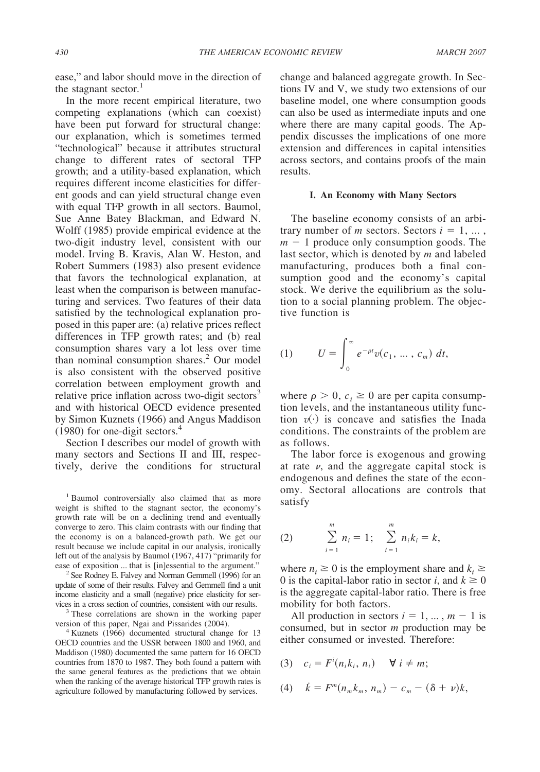ease," and labor should move in the direction of the stagnant sector.[1]

In the more recent empirical literature, two competing explanations (which can coexist) have been put forward for structural change: our explanation, which is sometimes termed "technological" because it attributes structural change to different rates of sectoral TFP growth; and a utility-based explanation, which requires different income elasticities for different goods and can yield structural change even with equal TFP growth in all sectors. Baumol, Sue Anne Batey Blackman, and Edward N. Wolff (1985) provide empirical evidence at the two-digit industry level, consistent with our model. Irving B. Kravis, Alan W. Heston, and Robert Summers (1983) also present evidence that favors the technological explanation, at least when the comparison is between manufacturing and services. Two features of their data satisfied by the technological explanation proposed in this paper are: (a) relative prices reflect differences in TFP growth rates; and (b) real consumption shares vary a lot less over time than nominal consumption shares.[2] Our model is also consistent with the observed positive correlation between employment growth and relative price inflation across two-digit sectors[3] and with historical OECD evidence presented by Simon Kuznets (1966) and Angus Maddison (1980) for one-digit sectors.[4]

Section I describes our model of growth with many sectors and Sections II and III, respectively, derive the conditions for structural change and balanced aggregate growth. In Sections IV and V, we study two extensions of our baseline model, one where consumption goods can also be used as intermediate inputs and one where there are many capital goods. The Appendix discusses the implications of one more extension and differences in capital intensities across sectors, and contains proofs of the main results.

## I. An Economy with Many Sectors

The baseline economy consists of an arbitrary number of $m$ sectors. Sectors $i = 1, \ldots, m - 1$ produce only consumption goods. The last sector, which is denoted by $m$ and labeled manufacturing, produces both a final consumption good and the economy's capital stock. We derive the equilibrium as the solution to a social planning problem. The objective function is

$$(1) \qquad U = \int_0^\infty e^{-\rho t} v(c_1, \ldots, c_m)\, dt,$$

where $\rho > 0$, $c_i \geq 0$ are per capita consumption levels, and the instantaneous utility function $v(\cdot)$ is concave and satisfies the Inada conditions. The constraints of the problem are as follows.

The labor force is exogenous and growing at rate $\nu$, and the aggregate capital stock is endogenous and defines the state of the economy. Sectoral allocations are controls that satisfy

$$(2) \qquad \sum_{i=1}^{m} n_i = 1; \quad \sum_{i=1}^{m} n_i k_i = k,$$

where $n_i \geq 0$ is the employment share and $k_i \geq 0$ is the capital-labor ratio in sector $i$, and $k \geq 0$ is the aggregate capital-labor ratio. There is free mobility for both factors.

All production in sectors $i = 1, \ldots, m - 1$ is consumed, but in sector $m$ production may be either consumed or invested. Therefore:

$$(3) \quad c_i = F^i(n_i k_i, n_i) \quad \forall\, i \neq m;$$

$$(4) \quad \dot{k} = F^m(n_m k_m, n_m) - c_m - (\delta + \nu)k,$$

---

[1] Baumol controversially also claimed that as more weight is shifted to the stagnant sector, the economy's growth rate will be on a declining trend and eventually converge to zero. This claim contrasts with our finding that the economy is on a balanced-growth path. We get our result because we include capital in our analysis, ironically left out of the analysis by Baumol (1967, 417) "primarily for ease of exposition ... that is [in]essential to the argument."

[2] See Rodney E. Falvey and Norman Gemmell (1996) for an update of some of their results. Falvey and Gemmell find a unit income elasticity and a small (negative) price elasticity for services in a cross section of countries, consistent with our results.

[3] These correlations are shown in the working paper version of this paper, Ngai and Pissarides (2004).

[4] Kuznets (1966) documented structural change for 13 OECD countries and the USSR between 1800 and 1960, and Maddison (1980) documented the same pattern for 16 OECD countries from 1870 to 1987. They both found a pattern with the same general features as the predictions that we obtain when the ranking of the average historical TFP growth rates is agriculture followed by manufacturing followed by services.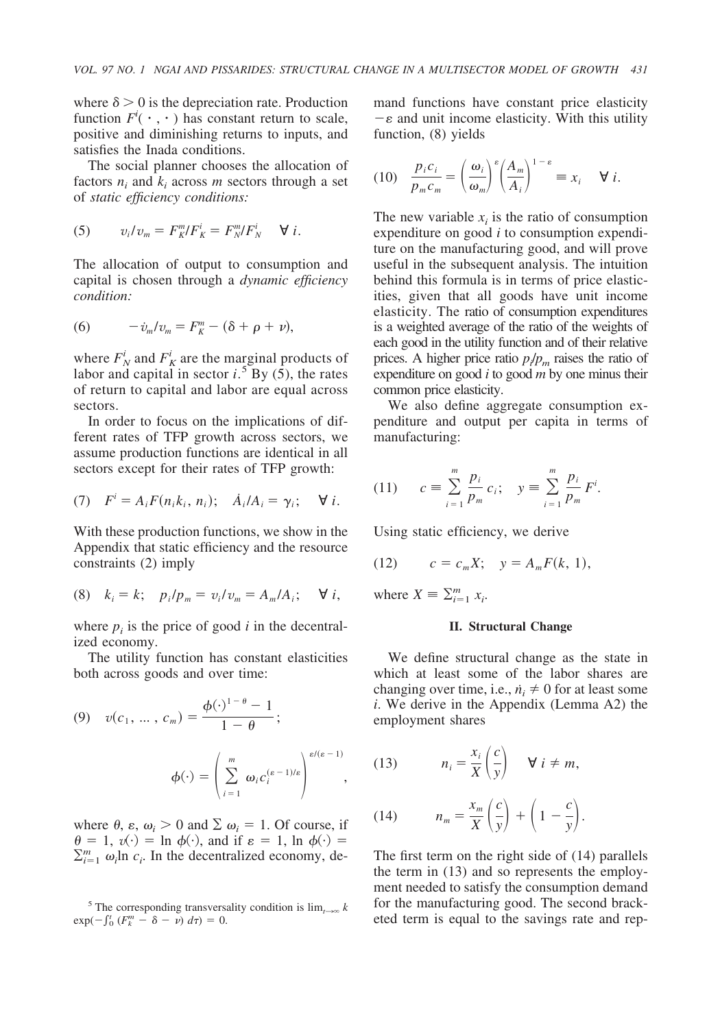where $\delta > 0$ is the depreciation rate. Production function $F^i(\cdot, \cdot)$ has constant return to scale, positive and diminishing returns to inputs, and satisfies the Inada conditions.

The social planner chooses the allocation of factors $n_i$ and $k_i$ across $m$ sectors through a set of *static efficiency conditions:*

$$(5) \qquad v_i/v_m = F_K^m/F_K^i = F_N^m/F_N^i \quad \forall\, i.$$

The allocation of output to consumption and capital is chosen through a *dynamic efficiency condition:*

$$(6) \qquad -\dot{v}_m/v_m = F_K^m - (\delta + \rho + \nu),$$

where $F_N^i$ and $F_K^i$ are the marginal products of labor and capital in sector $i$.[5] By (5), the rates of return to capital and labor are equal across sectors.

In order to focus on the implications of different rates of TFP growth across sectors, we assume production functions are identical in all sectors except for their rates of TFP growth:

$$(7) \quad F^i = A_i F(n_i k_i, n_i); \quad \dot{A}_i/A_i = \gamma_i; \quad \forall\, i.$$

With these production functions, we show in the Appendix that static efficiency and the resource constraints (2) imply

$$(8) \quad k_i = k; \quad p_i/p_m = v_i/v_m = A_m/A_i; \quad \forall\, i,$$

where $p_i$ is the price of good $i$ in the decentralized economy.

The utility function has constant elasticities both across goods and over time:

$$(9) \quad v(c_1, \ldots, c_m) = \frac{\phi(\cdot)^{1-\theta} - 1}{1 - \theta};$$

$$\phi(\cdot) = \left( \sum_{i=1}^{m} \omega_i c_i^{(\varepsilon - 1)/\varepsilon} \right)^{\varepsilon/(\varepsilon - 1)},$$

where $\theta, \varepsilon, \omega_i > 0$ and $\sum \omega_i = 1$. Of course, if $\theta = 1$, $v(\cdot) = \ln \phi(\cdot)$, and if $\varepsilon = 1$, $\ln \phi(\cdot) = \sum_{i=1}^{m} \omega_i \ln c_i$. In the decentralized economy, demand functions have constant price elasticity $-\varepsilon$ and unit income elasticity. With this utility function, (8) yields

$$(10) \quad \frac{p_i c_i}{p_m c_m} = \left(\frac{\omega_i}{\omega_m}\right)^{\varepsilon} \left(\frac{A_m}{A_i}\right)^{1-\varepsilon} \equiv x_i \quad \forall\, i.$$

The new variable $x_i$ is the ratio of consumption expenditure on good $i$ to consumption expenditure on the manufacturing good, and will prove useful in the subsequent analysis. The intuition behind this formula is in terms of price elasticities, given that all goods have unit income elasticity. The ratio of consumption expenditures is a weighted average of the ratio of the weights of each good in the utility function and of their relative prices. A higher price ratio $p_i/p_m$ raises the ratio of expenditure on good $i$ to good $m$ by one minus their common price elasticity.

We also define aggregate consumption expenditure and output per capita in terms of manufacturing:

$$(11) \quad c \equiv \sum_{i=1}^{m} \frac{p_i}{p_m} c_i; \quad y \equiv \sum_{i=1}^{m} \frac{p_i}{p_m} F^i.$$

Using static efficiency, we derive

$$(12) \qquad c = c_m X; \quad y = A_m F(k, 1),$$

where $X \equiv \sum_{i=1}^{m} x_i$.

## II. Structural Change

We define structural change as the state in which at least some of the labor shares are changing over time, i.e., $\dot{n}_i \neq 0$ for at least some $i$. We derive in the Appendix (Lemma A2) the employment shares

$$(13) \qquad n_i = \frac{x_i}{X}\left(\frac{c}{y}\right) \quad \forall\, i \neq m,$$

$$(14) \qquad n_m = \frac{x_m}{X}\left(\frac{c}{y}\right) + \left(1 - \frac{c}{y}\right).$$

The first term on the right side of (14) parallels the term in (13) and so represents the employment needed to satisfy the consumption demand for the manufacturing good. The second bracketed term is equal to the savings rate and rep-

---

[5] The corresponding transversality condition is $\lim_{t \to \infty} k \exp(-\int_0^t (F_K^m - \delta - \nu)\, d\tau) = 0$.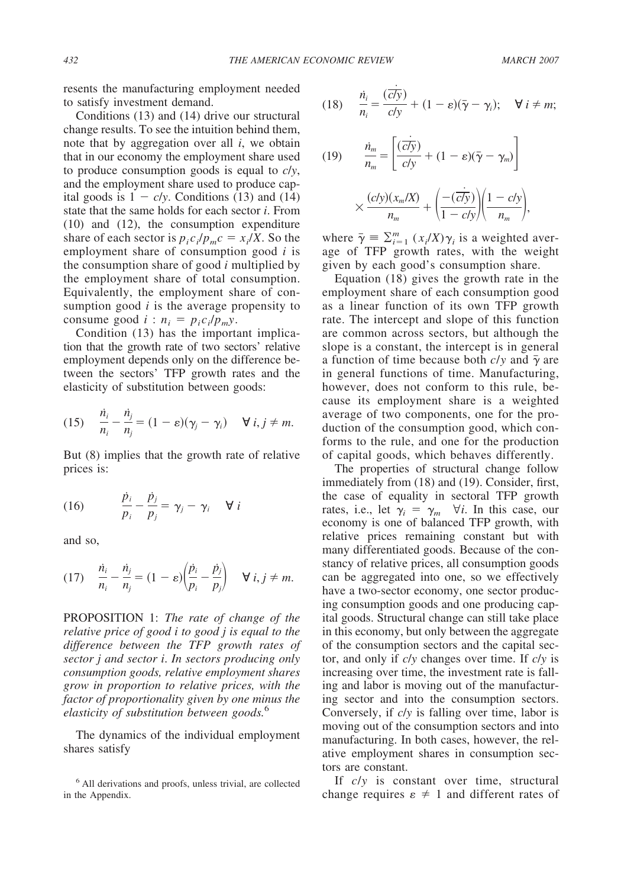resents the manufacturing employment needed to satisfy investment demand.

Conditions (13) and (14) drive our structural change results. To see the intuition behind them, note that by aggregation over all $i$, we obtain that in our economy the employment share used to produce consumption goods is equal to $c/y$, and the employment share used to produce capital goods is $1 - c/y$. Conditions (13) and (14) state that the same holds for each sector $i$. From (10) and (12), the consumption expenditure share of each sector is $p_i c_i / p_m c = x_i / X$. So the employment share of consumption good $i$ is the consumption share of good $i$ multiplied by the employment share of total consumption. Equivalently, the employment share of consumption good $i$ is the average propensity to consume good $i$ : $n_i = p_i c_i / p_m y$.

Condition (13) has the important implication that the growth rate of two sectors' relative employment depends only on the difference between the sectors' TFP growth rates and the elasticity of substitution between goods:

$$\text{(15)} \qquad \frac{\dot{n}_i}{n_i} - \frac{\dot{n}_j}{n_j} = (1 - \varepsilon)(\gamma_j - \gamma_i) \quad \forall\, i, j \neq m.$$

But (8) implies that the growth rate of relative prices is:

$$\text{(16)} \qquad \frac{\dot{p}_i}{p_i} - \frac{\dot{p}_j}{p_j} = \gamma_j - \gamma_i \quad \forall\, i$$

and so,

$$\text{(17)} \qquad \frac{\dot{n}_i}{n_i} - \frac{\dot{n}_j}{n_j} = (1 - \varepsilon)\left(\frac{\dot{p}_i}{p_i} - \frac{\dot{p}_j}{p_j}\right) \quad \forall\, i, j \neq m.$$

PROPOSITION 1: *The rate of change of the relative price of good i to good j is equal to the difference between the TFP growth rates of sector j and sector i. In sectors producing only consumption goods, relative employment shares grow in proportion to relative prices, with the factor of proportionality given by one minus the elasticity of substitution between goods.*[6]

The dynamics of the individual employment shares satisfy

$$\text{(18)} \qquad \frac{\dot{n}_i}{n_i} = \frac{\dot{(c/y)}}{c/y} + (1 - \varepsilon)(\bar{\gamma} - \gamma_i); \quad \forall\, i \neq m;$$

$$\text{(19)} \qquad \frac{\dot{n}_m}{n_m} = \left[\frac{\dot{(c/y)}}{c/y} + (1 - \varepsilon)(\bar{\gamma} - \gamma_m)\right] \times \frac{(c/y)(x_m/X)}{n_m} + \left(\frac{-\dot{(c/y)}}{1 - c/y}\right)\left(\frac{1 - c/y}{n_m}\right),$$

where $\bar{\gamma} \equiv \sum_{i=1}^{m} (x_i/X)\gamma_i$ is a weighted average of TFP growth rates, with the weight given by each good's consumption share.

Equation (18) gives the growth rate in the employment share of each consumption good as a linear function of its own TFP growth rate. The intercept and slope of this function are common across sectors, but although the slope is a constant, the intercept is in general a function of time because both $c/y$ and $\bar{\gamma}$ are in general functions of time. Manufacturing, however, does not conform to this rule, because its employment share is a weighted average of two components, one for the production of the consumption good, which conforms to the rule, and one for the production of capital goods, which behaves differently.

The properties of structural change follow immediately from (18) and (19). Consider, first, the case of equality in sectoral TFP growth rates, i.e., let $\gamma_i = \gamma_m \quad \forall i$. In this case, our economy is one of balanced TFP growth, with relative prices remaining constant but with many differentiated goods. Because of the constancy of relative prices, all consumption goods can be aggregated into one, so we effectively have a two-sector economy, one sector producing consumption goods and one producing capital goods. Structural change can still take place in this economy, but only between the aggregate of the consumption sectors and the capital sector, and only if $c/y$ changes over time. If $c/y$ is increasing over time, the investment rate is falling and labor is moving out of the manufacturing sector and into the consumption sectors. Conversely, if $c/y$ is falling over time, labor is moving out of the consumption sectors and into manufacturing. In both cases, however, the relative employment shares in consumption sectors are constant.

If $c/y$ is constant over time, structural change requires $\varepsilon \neq 1$ and different rates of

[6] All derivations and proofs, unless trivial, are collected in the Appendix.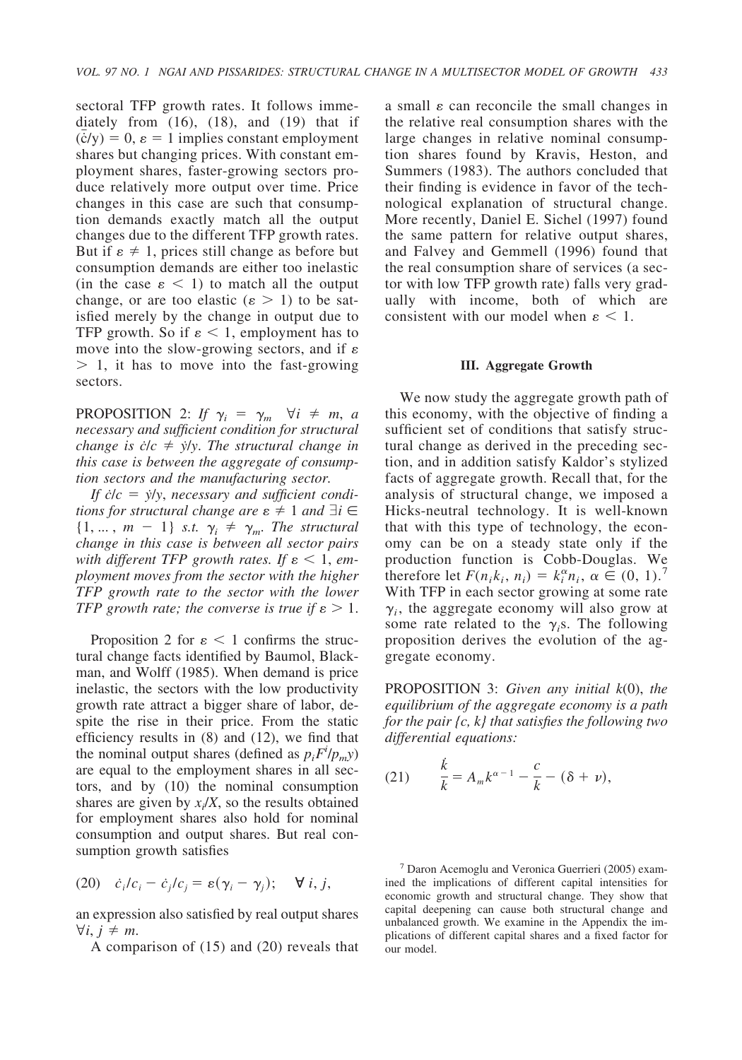sectoral TFP growth rates. It follows immediately from (16), (18), and (19) that if $(\bar{c}/y) = 0$, $\varepsilon = 1$ implies constant employment shares but changing prices. With constant employment shares, faster-growing sectors produce relatively more output over time. Price changes in this case are such that consumption demands exactly match all the output changes due to the different TFP growth rates. But if $\varepsilon \neq 1$, prices still change as before but consumption demands are either too inelastic (in the case $\varepsilon < 1$) to match all the output change, or are too elastic ($\varepsilon > 1$) to be satisfied merely by the change in output due to TFP growth. So if $\varepsilon < 1$, employment has to move into the slow-growing sectors, and if $\varepsilon > 1$, it has to move into the fast-growing sectors.

PROPOSITION 2: *If $\gamma_i = \gamma_m \;\; \forall i \neq m$, a necessary and sufficient condition for structural change is $\dot{c}/c \neq \dot{y}/y$. The structural change in this case is between the aggregate of consumption sectors and the manufacturing sector.*

*If $\dot{c}/c = \dot{y}/y$, necessary and sufficient conditions for structural change are $\varepsilon \neq 1$ and $\exists i \in \{1, \ldots, m-1\}$ s.t. $\gamma_i \neq \gamma_m$. The structural change in this case is between all sector pairs with different TFP growth rates. If $\varepsilon < 1$, employment moves from the sector with the higher TFP growth rate to the sector with the lower TFP growth rate; the converse is true if $\varepsilon > 1$.*

Proposition 2 for $\varepsilon < 1$ confirms the structural change facts identified by Baumol, Blackman, and Wolff (1985). When demand is price inelastic, the sectors with the low productivity growth rate attract a bigger share of labor, despite the rise in their price. From the static efficiency results in (8) and (12), we find that the nominal output shares (defined as $p_i F^i / p_m y$) are equal to the employment shares in all sectors, and by (10) the nominal consumption shares are given by $x_i/X$, so the results obtained for employment shares also hold for nominal consumption and output shares. But real consumption growth satisfies

$$\text{(20)} \qquad \dot{c}_i/c_i - \dot{c}_j/c_j = \varepsilon(\gamma_i - \gamma_j); \quad \forall\, i, j,$$

an expression also satisfied by real output shares $\forall i, j \neq m$.

A comparison of (15) and (20) reveals that a small $\varepsilon$ can reconcile the small changes in the relative real consumption shares with the large changes in relative nominal consumption shares found by Kravis, Heston, and Summers (1983). The authors concluded that their finding is evidence in favor of the technological explanation of structural change. More recently, Daniel E. Sichel (1997) found the same pattern for relative output shares, and Falvey and Gemmell (1996) found that the real consumption share of services (a sector with low TFP growth rate) falls very gradually with income, both of which are consistent with our model when $\varepsilon < 1$.

## III. Aggregate Growth

We now study the aggregate growth path of this economy, with the objective of finding a sufficient set of conditions that satisfy structural change as derived in the preceding section, and in addition satisfy Kaldor's stylized facts of aggregate growth. Recall that, for the analysis of structural change, we imposed a Hicks-neutral technology. It is well-known that with this type of technology, the economy can be on a steady state only if the production function is Cobb-Douglas. We therefore let $F(n_i k_i, n_i) = k_i^{\alpha} n_i$, $\alpha \in (0, 1)$.[7] With TFP in each sector growing at some rate $\gamma_i$, the aggregate economy will also grow at some rate related to the $\gamma_i$s. The following proposition derives the evolution of the aggregate economy.

PROPOSITION 3: *Given any initial $k(0)$, the equilibrium of the aggregate economy is a path for the pair $\{c, k\}$ that satisfies the following two differential equations:*

$$\text{(21)} \qquad \frac{\dot{k}}{k} = A_m k^{\alpha - 1} - \frac{c}{k} - (\delta + \nu),$$

[7] Daron Acemoglu and Veronica Guerrieri (2005) examined the implications of different capital intensities for economic growth and structural change. They show that capital deepening can cause both structural change and unbalanced growth. We examine in the Appendix the implications of different capital shares and a fixed factor for our model.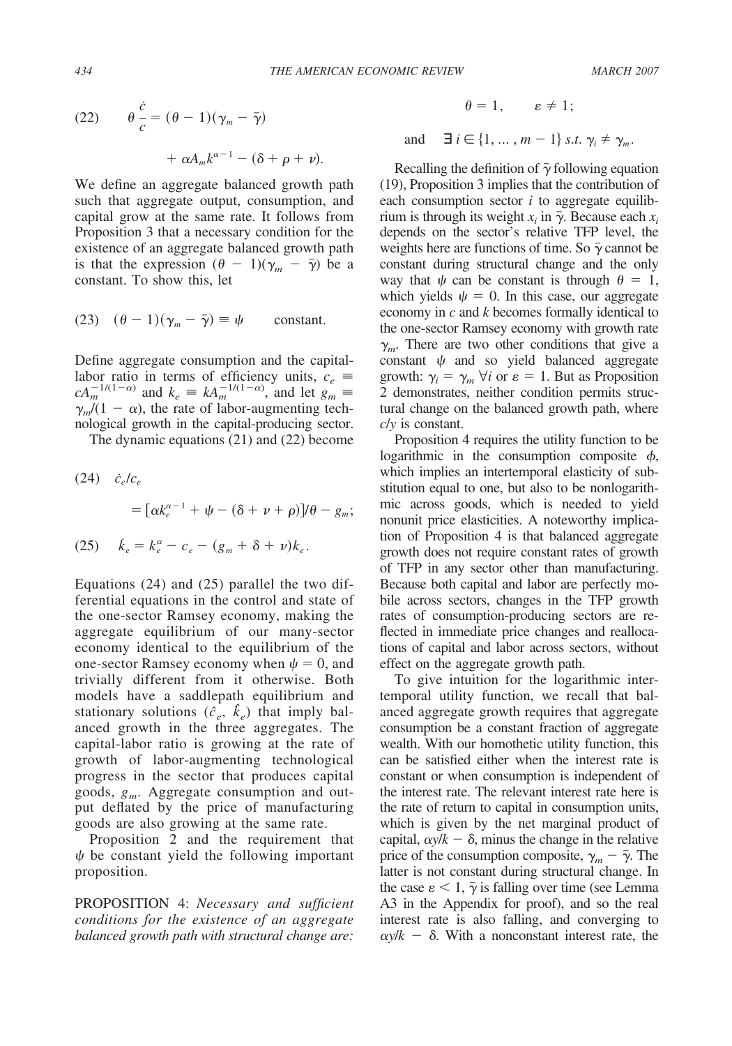$$\theta \frac{\dot{c}}{c} = (\theta - 1)(\gamma_m - \bar{\gamma}) + \alpha A_m k^{\alpha - 1} - (\delta + \rho + \nu). \tag{22}$$

We define an aggregate balanced growth path such that aggregate output, consumption, and capital grow at the same rate. It follows from Proposition 3 that a necessary condition for the existence of an aggregate balanced growth path is that the expression $(\theta - 1)(\gamma_m - \bar{\gamma})$ be a constant. To show this, let

$$(\theta - 1)(\gamma_m - \bar{\gamma}) \equiv \psi \qquad \text{constant.} \tag{23}$$

Define aggregate consumption and the capital-labor ratio in terms of efficiency units, $c_e \equiv cA_m^{-1/(1-\alpha)}$ and $k_e \equiv kA_m^{-1/(1-\alpha)}$, and let $g_m \equiv \gamma_m/(1 - \alpha)$, the rate of labor-augmenting technological growth in the capital-producing sector.

The dynamic equations (21) and (22) become

$$\dot{c}_e/c_e = [\alpha k_e^{\alpha - 1} + \psi - (\delta + \nu + \rho)]/\theta - g_m; \tag{24}$$

$$\dot{k}_e = k_e^{\alpha} - c_e - (g_m + \delta + \nu)k_e. \tag{25}$$

Equations (24) and (25) parallel the two differential equations in the control and state of the one-sector Ramsey economy, making the aggregate equilibrium of our many-sector economy identical to the equilibrium of the one-sector Ramsey economy when $\psi = 0$, and trivially different from it otherwise. Both models have a saddlepath equilibrium and stationary solutions $(\hat{c}_e, \hat{k}_e)$ that imply balanced growth in the three aggregates. The capital-labor ratio is growing at the rate of growth of labor-augmenting technological progress in the sector that produces capital goods, $g_m$. Aggregate consumption and output deflated by the price of manufacturing goods are also growing at the same rate.

Proposition 2 and the requirement that $\psi$ be constant yield the following important proposition.

PROPOSITION 4: *Necessary and sufficient conditions for the existence of an aggregate balanced growth path with structural change are:*

$$\theta = 1, \qquad \varepsilon \neq 1;$$

$$\text{and} \quad \exists\, i \in \{1, \ldots, m-1\} \; s.t. \; \gamma_i \neq \gamma_m.$$

Recalling the definition of $\bar{\gamma}$ following equation (19), Proposition 3 implies that the contribution of each consumption sector $i$ to aggregate equilibrium is through its weight $x_i$ in $\bar{\gamma}$. Because each $x_i$ depends on the sector's relative TFP level, the weights here are functions of time. So $\bar{\gamma}$ cannot be constant during structural change and the only way that $\psi$ can be constant is through $\theta = 1$, which yields $\psi = 0$. In this case, our aggregate economy in $c$ and $k$ becomes formally identical to the one-sector Ramsey economy with growth rate $\gamma_m$. There are two other conditions that give a constant $\psi$ and so yield balanced aggregate growth: $\gamma_i = \gamma_m\ \forall i$ or $\varepsilon = 1$. But as Proposition 2 demonstrates, neither condition permits structural change on the balanced growth path, where $c/y$ is constant.

Proposition 4 requires the utility function to be logarithmic in the consumption composite $\phi$, which implies an intertemporal elasticity of substitution equal to one, but also to be nonlogarithmic across goods, which is needed to yield nonunit price elasticities. A noteworthy implication of Proposition 4 is that balanced aggregate growth does not require constant rates of growth of TFP in any sector other than manufacturing. Because both capital and labor are perfectly mobile across sectors, changes in the TFP growth rates of consumption-producing sectors are reflected in immediate price changes and reallocations of capital and labor across sectors, without effect on the aggregate growth path.

To give intuition for the logarithmic intertemporal utility function, we recall that balanced aggregate growth requires that aggregate consumption be a constant fraction of aggregate wealth. With our homothetic utility function, this can be satisfied either when the interest rate is constant or when consumption is independent of the interest rate. The relevant interest rate here is the rate of return to capital in consumption units, which is given by the net marginal product of capital, $\alpha y/k - \delta$, minus the change in the relative price of the consumption composite, $\gamma_m - \bar{\gamma}$. The latter is not constant during structural change. In the case $\varepsilon < 1$, $\bar{\gamma}$ is falling over time (see Lemma A3 in the Appendix for proof), and so the real interest rate is also falling, and converging to $\alpha y/k - \delta$. With a nonconstant interest rate, the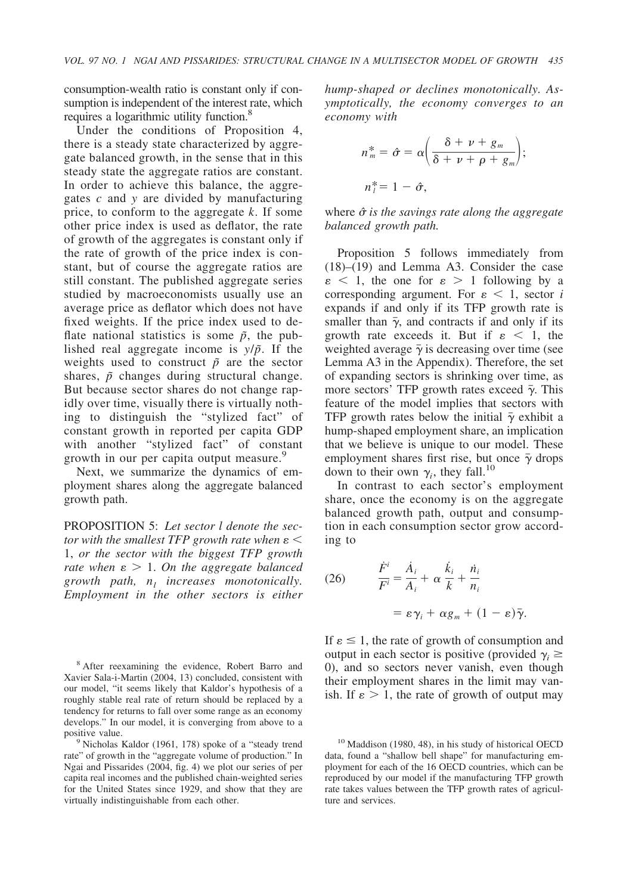consumption-wealth ratio is constant only if consumption is independent of the interest rate, which requires a logarithmic utility function.[8]

Under the conditions of Proposition 4, there is a steady state characterized by aggregate balanced growth, in the sense that in this steady state the aggregate ratios are constant. In order to achieve this balance, the aggregates $c$ and $y$ are divided by manufacturing price, to conform to the aggregate $k$. If some other price index is used as deflator, the rate of growth of the aggregates is constant only if the rate of growth of the price index is constant, but of course the aggregate ratios are still constant. The published aggregate series studied by macroeconomists usually use an average price as deflator which does not have fixed weights. If the price index used to deflate national statistics is some $\tilde{p}$, the published real aggregate income is $y/\tilde{p}$. If the weights used to construct $\tilde{p}$ are the sector shares, $\tilde{p}$ changes during structural change. But because sector shares do not change rapidly over time, visually there is virtually nothing to distinguish the "stylized fact" of constant growth in reported per capita GDP with another "stylized fact" of constant growth in our per capita output measure.[9]

Next, we summarize the dynamics of employment shares along the aggregate balanced growth path.

PROPOSITION 5: *Let sector $l$ denote the sector with the smallest TFP growth rate when $\varepsilon < 1$, or the sector with the biggest TFP growth rate when $\varepsilon > 1$. On the aggregate balanced growth path, $n_l$ increases monotonically. Employment in the other sectors is either hump-shaped or declines monotonically. Asymptotically, the economy converges to an economy with*

$$n_m^* = \hat{\sigma} = \alpha\left(\frac{\delta + \nu + g_m}{\delta + \nu + \rho + g_m}\right);$$

$$n_l^* = 1 - \hat{\sigma},$$

*where $\hat{\sigma}$ is the savings rate along the aggregate balanced growth path.*

Proposition 5 follows immediately from (18)–(19) and Lemma A3. Consider the case $\varepsilon < 1$, the one for $\varepsilon > 1$ following by a corresponding argument. For $\varepsilon < 1$, sector $i$ expands if and only if its TFP growth rate is smaller than $\bar{\gamma}$, and contracts if and only if its growth rate exceeds it. But if $\varepsilon < 1$, the weighted average $\bar{\gamma}$ is decreasing over time (see Lemma A3 in the Appendix). Therefore, the set of expanding sectors is shrinking over time, as more sectors' TFP growth rates exceed $\bar{\gamma}$. This feature of the model implies that sectors with TFP growth rates below the initial $\bar{\gamma}$ exhibit a hump-shaped employment share, an implication that we believe is unique to our model. These employment shares first rise, but once $\bar{\gamma}$ drops down to their own $\gamma_i$, they fall.[10]

In contrast to each sector's employment share, once the economy is on the aggregate balanced growth path, output and consumption in each consumption sector grow according to

$$\frac{\dot{F}^i}{F^i} = \frac{\dot{A}_i}{A_i} + \alpha\,\frac{\dot{k}_i}{k} + \frac{\dot{n}_i}{n_i} \tag{26}$$

$$= \varepsilon\gamma_i + \alpha g_m + (1 - \varepsilon)\bar{\gamma}.$$

If $\varepsilon \leq 1$, the rate of growth of consumption and output in each sector is positive (provided $\gamma_i \geq 0$), and so sectors never vanish, even though their employment shares in the limit may vanish. If $\varepsilon > 1$, the rate of growth of output may

[8] After reexamining the evidence, Robert Barro and Xavier Sala-i-Martin (2004, 13) concluded, consistent with our model, "it seems likely that Kaldor's hypothesis of a roughly stable real rate of return should be replaced by a tendency for returns to fall over some range as an economy develops." In our model, it is converging from above to a positive value.

[9] Nicholas Kaldor (1961, 178) spoke of a "steady trend rate" of growth in the "aggregate volume of production." In Ngai and Pissarides (2004, fig. 4) we plot our series of per capita real incomes and the published chain-weighted series for the United States since 1929, and show that they are virtually indistinguishable from each other.

[10] Maddison (1980, 48), in his study of historical OECD data, found a "shallow bell shape" for manufacturing employment for each of the 16 OECD countries, which can be reproduced by our model if the manufacturing TFP growth rate takes values between the TFP growth rates of agriculture and services.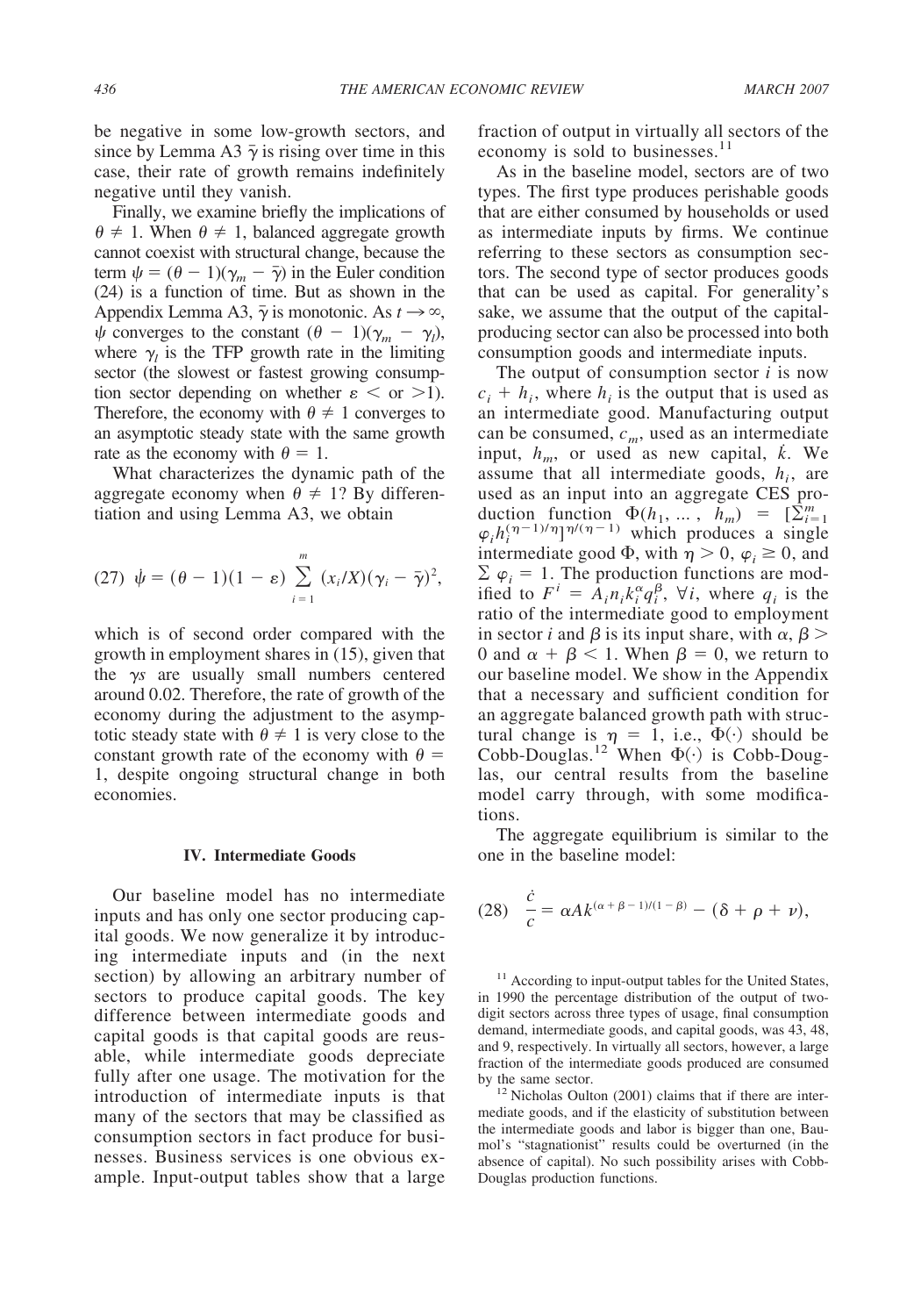be negative in some low-growth sectors, and since by Lemma A3 $\bar{\gamma}$ is rising over time in this case, their rate of growth remains indefinitely negative until they vanish.

Finally, we examine briefly the implications of $\theta \neq 1$. When $\theta \neq 1$, balanced aggregate growth cannot coexist with structural change, because the term $\psi = (\theta - 1)(\gamma_m - \bar{\gamma})$ in the Euler condition (24) is a function of time. But as shown in the Appendix Lemma A3, $\bar{\gamma}$ is monotonic. As $t \rightarrow \infty$, $\psi$ converges to the constant $(\theta - 1)(\gamma_m - \gamma_l)$, where $\gamma_l$ is the TFP growth rate in the limiting sector (the slowest or fastest growing consumption sector depending on whether $\varepsilon <$ or $>1$). Therefore, the economy with $\theta \neq 1$ converges to an asymptotic steady state with the same growth rate as the economy with $\theta = 1$.

What characterizes the dynamic path of the aggregate economy when $\theta \neq 1$? By differentiation and using Lemma A3, we obtain

$$(27) \quad \dot{\psi} = (\theta - 1)(1 - \varepsilon) \sum_{i=1}^{m} (x_i/X)(\gamma_i - \bar{\gamma})^2,$$

which is of second order compared with the growth in employment shares in (15), given that the $\gamma$s are usually small numbers centered around 0.02. Therefore, the rate of growth of the economy during the adjustment to the asymptotic steady state with $\theta \neq 1$ is very close to the constant growth rate of the economy with $\theta = 1$, despite ongoing structural change in both economies.

## IV. Intermediate Goods

Our baseline model has no intermediate inputs and has only one sector producing capital goods. We now generalize it by introducing intermediate inputs and (in the next section) by allowing an arbitrary number of sectors to produce capital goods. The key difference between intermediate goods and capital goods is that capital goods are reusable, while intermediate goods depreciate fully after one usage. The motivation for the introduction of intermediate inputs is that many of the sectors that may be classified as consumption sectors in fact produce for businesses. Business services is one obvious example. Input-output tables show that a large fraction of output in virtually all sectors of the economy is sold to businesses.[11]

As in the baseline model, sectors are of two types. The first type produces perishable goods that are either consumed by households or used as intermediate inputs by firms. We continue referring to these sectors as consumption sectors. The second type of sector produces goods that can be used as capital. For generality's sake, we assume that the output of the capital-producing sector can also be processed into both consumption goods and intermediate inputs.

The output of consumption sector $i$ is now $c_i + h_i$, where $h_i$ is the output that is used as an intermediate good. Manufacturing output can be consumed, $c_m$, used as an intermediate input, $h_m$, or used as new capital, $\dot{k}$. We assume that all intermediate goods, $h_i$, are used as an input into an aggregate CES production function $\Phi(h_1, \ldots, h_m) = [\sum_{i=1}^{m} \varphi_i h_i^{(\eta-1)/\eta}]^{\eta/(\eta-1)}$ which produces a single intermediate good $\Phi$, with $\eta > 0$, $\varphi_i \geq 0$, and $\sum \varphi_i = 1$. The production functions are modified to $F^i = A_i n_i k_i^{\alpha} q_i^{\beta}$, $\forall i$, where $q_i$ is the ratio of the intermediate good to employment in sector $i$ and $\beta$ is its input share, with $\alpha, \beta > 0$ and $\alpha + \beta < 1$. When $\beta = 0$, we return to our baseline model. We show in the Appendix that a necessary and sufficient condition for an aggregate balanced growth path with structural change is $\eta = 1$, i.e., $\Phi(\cdot)$ should be Cobb-Douglas.[12] When $\Phi(\cdot)$ is Cobb-Douglas, our central results from the baseline model carry through, with some modifications.

The aggregate equilibrium is similar to the one in the baseline model:

$$(28) \quad \frac{\dot{c}}{c} = \alpha A k^{(\alpha+\beta-1)/(1-\beta)} - (\delta + \rho + \nu),$$

[11] According to input-output tables for the United States, in 1990 the percentage distribution of the output of two-digit sectors across three types of usage, final consumption demand, intermediate goods, and capital goods, was 43, 48, and 9, respectively. In virtually all sectors, however, a large fraction of the intermediate goods produced are consumed by the same sector.

[12] Nicholas Oulton (2001) claims that if there are intermediate goods, and if the elasticity of substitution between the intermediate goods and labor is bigger than one, Baumol's "stagnationist" results could be overturned (in the absence of capital). No such possibility arises with Cobb-Douglas production functions.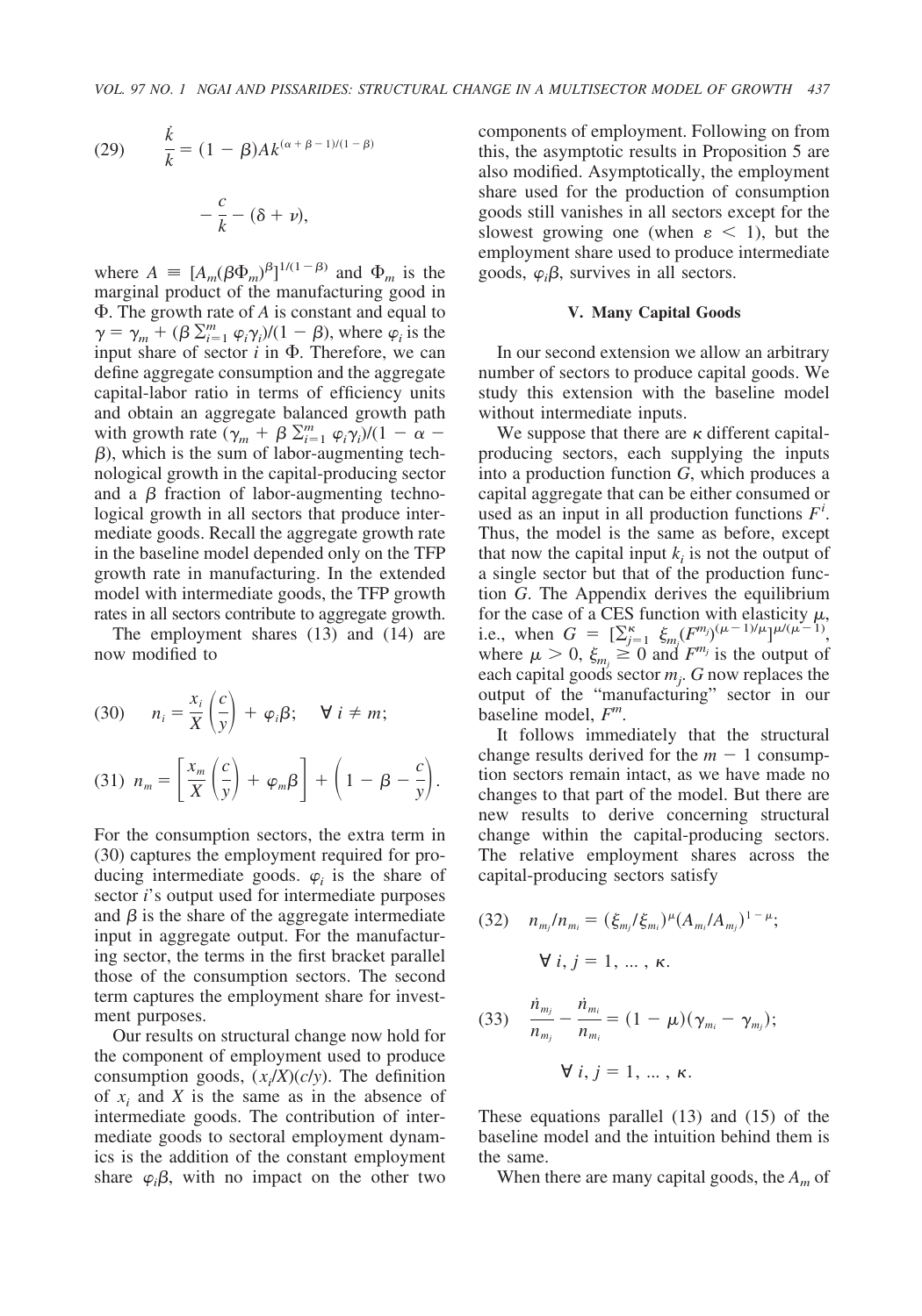$$(29) \qquad \frac{\dot{k}}{k} = (1 - \beta)Ak^{(\alpha + \beta - 1)/(1 - \beta)} - \frac{c}{k} - (\delta + \nu),$$

where $A \equiv [A_m(\beta\Phi_m)^{\beta}]^{1/(1-\beta)}$ and $\Phi_m$ is the marginal product of the manufacturing good in $\Phi$. The growth rate of $A$ is constant and equal to $\gamma = \gamma_m + (\beta \sum_{i=1}^{m} \varphi_i\gamma_i)/(1 - \beta)$, where $\varphi_i$ is the input share of sector $i$ in $\Phi$. Therefore, we can define aggregate consumption and the aggregate capital-labor ratio in terms of efficiency units and obtain an aggregate balanced growth path with growth rate $(\gamma_m + \beta \sum_{i=1}^{m} \varphi_i\gamma_i)/(1 - \alpha - \beta)$, which is the sum of labor-augmenting technological growth in the capital-producing sector and a $\beta$ fraction of labor-augmenting technological growth in all sectors that produce intermediate goods. Recall the aggregate growth rate in the baseline model depended only on the TFP growth rate in manufacturing. In the extended model with intermediate goods, the TFP growth rates in all sectors contribute to aggregate growth.

The employment shares (13) and (14) are now modified to

$$(30) \qquad n_i = \frac{x_i}{X}\left(\frac{c}{y}\right) + \varphi_i\beta; \quad \forall\, i \neq m;$$

$$(31) \quad n_m = \left[\frac{x_m}{X}\left(\frac{c}{y}\right) + \varphi_m\beta\right] + \left(1 - \beta - \frac{c}{y}\right).$$

For the consumption sectors, the extra term in (30) captures the employment required for producing intermediate goods. $\varphi_i$ is the share of sector $i$'s output used for intermediate purposes and $\beta$ is the share of the aggregate intermediate input in aggregate output. For the manufacturing sector, the terms in the first bracket parallel those of the consumption sectors. The second term captures the employment share for investment purposes.

Our results on structural change now hold for the component of employment used to produce consumption goods, $(x_i/X)(c/y)$. The definition of $x_i$ and $X$ is the same as in the absence of intermediate goods. The contribution of intermediate goods to sectoral employment dynamics is the addition of the constant employment share $\varphi_i\beta$, with no impact on the other two components of employment. Following on from this, the asymptotic results in Proposition 5 are also modified. Asymptotically, the employment share used for the production of consumption goods still vanishes in all sectors except for the slowest growing one (when $\varepsilon < 1$), but the employment share used to produce intermediate goods, $\varphi_i\beta$, survives in all sectors.

## V. Many Capital Goods

In our second extension we allow an arbitrary number of sectors to produce capital goods. We study this extension with the baseline model without intermediate inputs.

We suppose that there are $\kappa$ different capital-producing sectors, each supplying the inputs into a production function $G$, which produces a capital aggregate that can be either consumed or used as an input in all production functions $F^i$. Thus, the model is the same as before, except that now the capital input $k_i$ is not the output of a single sector but that of the production function $G$. The Appendix derives the equilibrium for the case of a CES function with elasticity $\mu$, i.e., when $G = [\sum_{j=1}^{\kappa} \xi_{m_j}(F^{m_j})^{(\mu-1)/\mu}]^{\mu/(\mu-1)}$, where $\mu > 0$, $\xi_{m_j} \geq 0$ and $F^{m_j}$ is the output of each capital goods sector $m_j$. $G$ now replaces the output of the "manufacturing" sector in our baseline model, $F^m$.

It follows immediately that the structural change results derived for the $m - 1$ consumption sectors remain intact, as we have made no changes to that part of the model. But there are new results to derive concerning structural change within the capital-producing sectors. The relative employment shares across the capital-producing sectors satisfy

$$(32) \qquad n_{m_j}/n_{m_i} = (\xi_{m_j}/\xi_{m_i})^{\mu}(A_{m_i}/A_{m_j})^{1-\mu}; \quad \forall\, i, j = 1, \ldots, \kappa.$$

$$(33) \qquad \frac{\dot{n}_{m_j}}{n_{m_j}} - \frac{\dot{n}_{m_i}}{n_{m_i}} = (1 - \mu)(\gamma_{m_i} - \gamma_{m_j}); \quad \forall\, i, j = 1, \ldots, \kappa.$$

These equations parallel (13) and (15) of the baseline model and the intuition behind them is the same.

When there are many capital goods, the $A_m$ of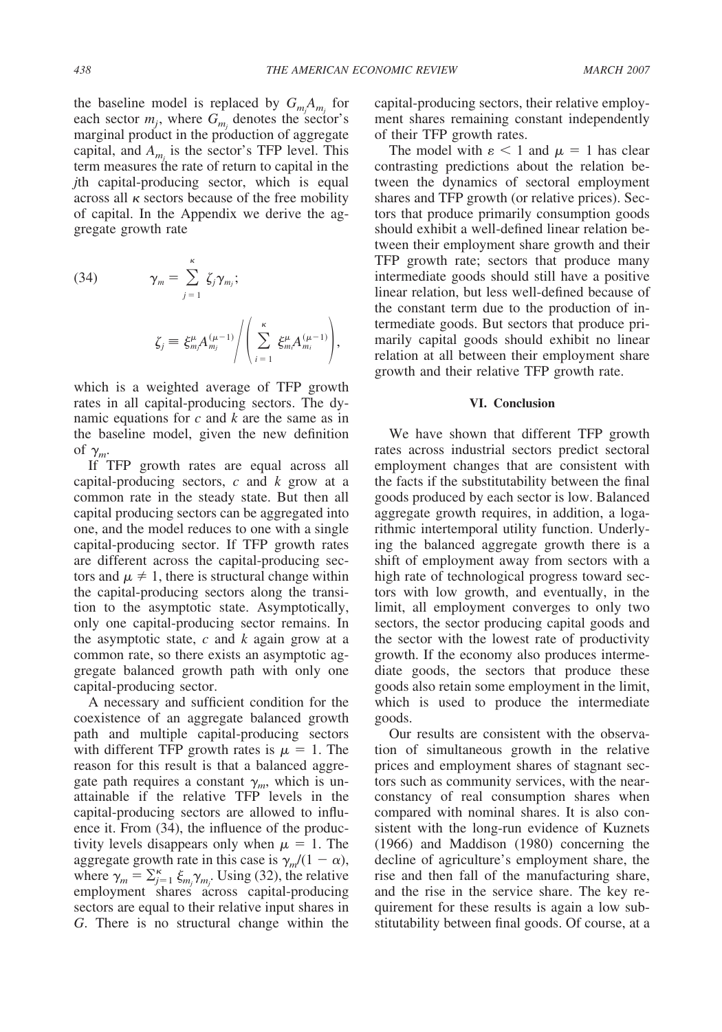the baseline model is replaced by $G_{m_j} A_{m_j}$ for each sector $m_j$, where $G_{m_j}$ denotes the sector's marginal product in the production of aggregate capital, and $A_{m_j}$ is the sector's TFP level. This term measures the rate of return to capital in the $j$th capital-producing sector, which is equal across all $\kappa$ sectors because of the free mobility of capital. In the Appendix we derive the aggregate growth rate

$$
(34) \qquad \gamma_m = \sum_{j=1}^{\kappa} \zeta_j \gamma_{m_j};
$$

$$
\zeta_j \equiv \xi_{m_j}^{\mu} A_{m_j}^{(\mu-1)} \Bigg/ \left( \sum_{i=1}^{\kappa} \xi_{m_i}^{\mu} A_{m_i}^{(\mu-1)} \right),
$$

which is a weighted average of TFP growth rates in all capital-producing sectors. The dynamic equations for $c$ and $k$ are the same as in the baseline model, given the new definition of $\gamma_m$.

If TFP growth rates are equal across all capital-producing sectors, $c$ and $k$ grow at a common rate in the steady state. But then all capital producing sectors can be aggregated into one, and the model reduces to one with a single capital-producing sector. If TFP growth rates are different across the capital-producing sectors and $\mu \neq 1$, there is structural change within the capital-producing sectors along the transition to the asymptotic state. Asymptotically, only one capital-producing sector remains. In the asymptotic state, $c$ and $k$ again grow at a common rate, so there exists an asymptotic aggregate balanced growth path with only one capital-producing sector.

A necessary and sufficient condition for the coexistence of an aggregate balanced growth path and multiple capital-producing sectors with different TFP growth rates is $\mu = 1$. The reason for this result is that a balanced aggregate path requires a constant $\gamma_m$, which is unattainable if the relative TFP levels in the capital-producing sectors are allowed to influence it. From (34), the influence of the productivity levels disappears only when $\mu = 1$. The aggregate growth rate in this case is $\gamma_m/(1 - \alpha)$, where $\gamma_m = \sum_{j=1}^{\kappa} \xi_{m_j} \gamma_{m_j}$. Using (32), the relative employment shares across capital-producing sectors are equal to their relative input shares in $G$. There is no structural change within the capital-producing sectors, their relative employment shares remaining constant independently of their TFP growth rates.

The model with $\varepsilon < 1$ and $\mu = 1$ has clear contrasting predictions about the relation between the dynamics of sectoral employment shares and TFP growth (or relative prices). Sectors that produce primarily consumption goods should exhibit a well-defined linear relation between their employment share growth and their TFP growth rate; sectors that produce many intermediate goods should still have a positive linear relation, but less well-defined because of the constant term due to the production of intermediate goods. But sectors that produce primarily capital goods should exhibit no linear relation at all between their employment share growth and their relative TFP growth rate.

## VI. Conclusion

We have shown that different TFP growth rates across industrial sectors predict sectoral employment changes that are consistent with the facts if the substitutability between the final goods produced by each sector is low. Balanced aggregate growth requires, in addition, a logarithmic intertemporal utility function. Underlying the balanced aggregate growth there is a shift of employment away from sectors with a high rate of technological progress toward sectors with low growth, and eventually, in the limit, all employment converges to only two sectors, the sector producing capital goods and the sector with the lowest rate of productivity growth. If the economy also produces intermediate goods, the sectors that produce these goods also retain some employment in the limit, which is used to produce the intermediate goods.

Our results are consistent with the observation of simultaneous growth in the relative prices and employment shares of stagnant sectors such as community services, with the near-constancy of real consumption shares when compared with nominal shares. It is also consistent with the long-run evidence of Kuznets (1966) and Maddison (1980) concerning the decline of agriculture's employment share, the rise and then fall of the manufacturing share, and the rise in the service share. The key requirement for these results is again a low substitutability between final goods. Of course, at a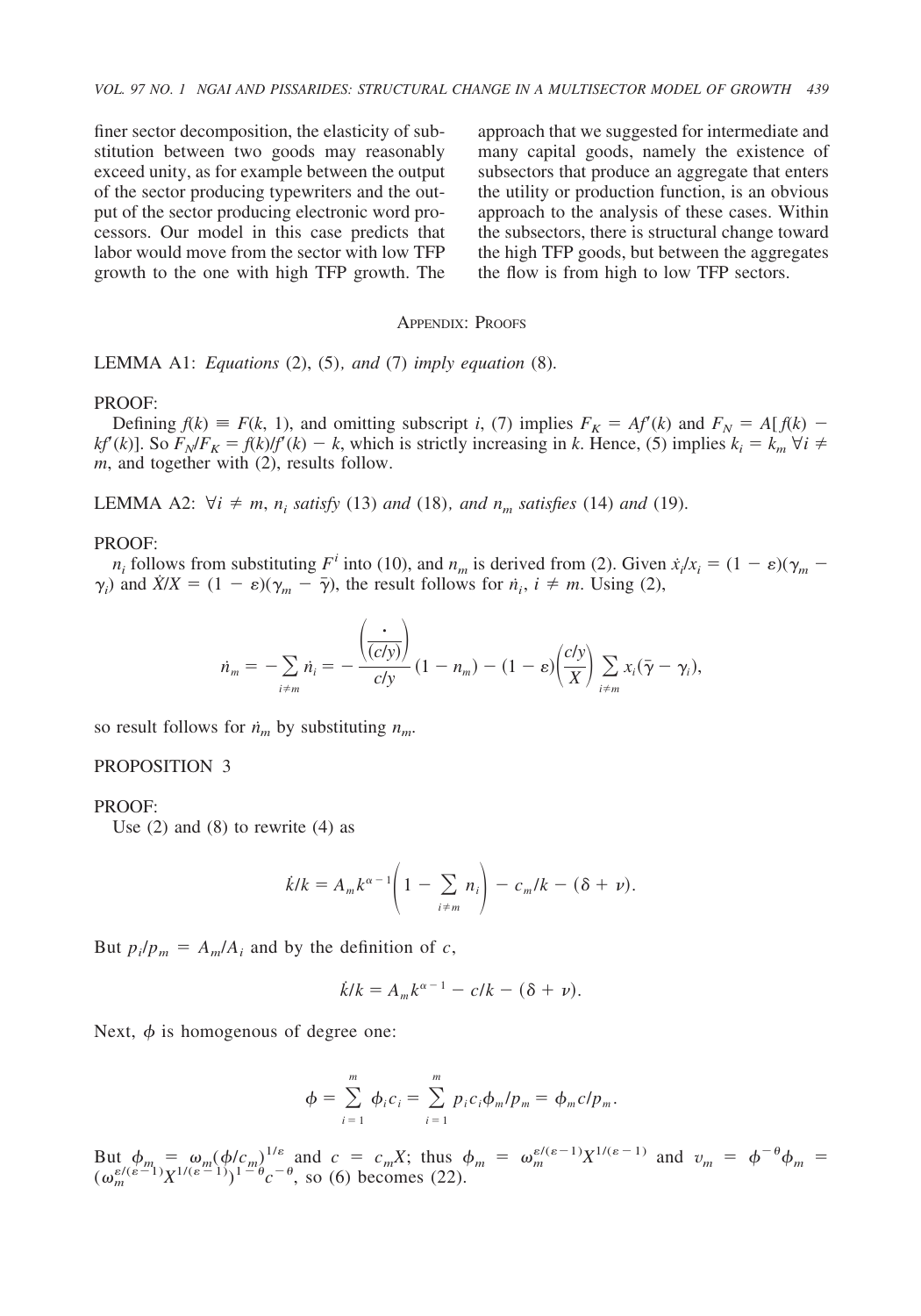finer sector decomposition, the elasticity of substitution between two goods may reasonably exceed unity, as for example between the output of the sector producing typewriters and the output of the sector producing electronic word processors. Our model in this case predicts that labor would move from the sector with low TFP growth to the one with high TFP growth. The approach that we suggested for intermediate and many capital goods, namely the existence of subsectors that produce an aggregate that enters the utility or production function, is an obvious approach to the analysis of these cases. Within the subsectors, there is structural change toward the high TFP goods, but between the aggregates the flow is from high to low TFP sectors.

## Appendix: Proofs

LEMMA A1: *Equations* (2), (5), *and* (7) *imply equation* (8).

PROOF:

Defining $f(k) \equiv F(k, 1)$, and omitting subscript $i$, (7) implies $F_K = Af'(k)$ and $F_N = A[f(k) - kf'(k)]$. So $F_N/F_K = f(k)/f'(k) - k$, which is strictly increasing in $k$. Hence, (5) implies $k_i = k_m \; \forall i \neq m$, and together with (2), results follow.

LEMMA A2: $\forall i \neq m$, $n_i$ *satisfy* (13) *and* (18), *and* $n_m$ *satisfies* (14) *and* (19).

PROOF:

$n_i$ follows from substituting $F^i$ into (10), and $n_m$ is derived from (2). Given $\dot{x}_i/x_i = (1 - \varepsilon)(\gamma_m - \gamma_i)$ and $\dot{X}/X = (1 - \varepsilon)(\gamma_m - \bar{\gamma})$, the result follows for $\dot{n}_i$, $i \neq m$. Using (2),

$$\dot{n}_m = -\sum_{i \neq m} \dot{n}_i = -\frac{\left(\dot{\overline{(c/y)}}\right)}{c/y}(1 - n_m) - (1 - \varepsilon)\left(\frac{c/y}{X}\right)\sum_{i \neq m} x_i(\bar{\gamma} - \gamma_i),$$

so result follows for $\dot{n}_m$ by substituting $n_m$.

PROPOSITION 3

PROOF:

Use (2) and (8) to rewrite (4) as

$$\dot{k}/k = A_m k^{\alpha - 1}\left(1 - \sum_{i \neq m} n_i\right) - c_m/k - (\delta + \nu).$$

But $p_i/p_m = A_m/A_i$ and by the definition of $c$,

$$\dot{k}/k = A_m k^{\alpha - 1} - c/k - (\delta + \nu).$$

Next, $\phi$ is homogenous of degree one:

$$\phi = \sum_{i=1}^{m} \phi_i c_i = \sum_{i=1}^{m} p_i c_i \phi_m / p_m = \phi_m c / p_m.$$

But $\phi_m = \omega_m(\phi/c_m)^{1/\varepsilon}$ and $c = c_m X$; thus $\phi_m = \omega_m^{\varepsilon/(\varepsilon - 1)} X^{1/(\varepsilon - 1)}$ and $v_m = \phi^{-\theta}\phi_m = (\omega_m^{\varepsilon/(\varepsilon-1)} X^{1/(\varepsilon-1)})^{1-\theta} c^{-\theta}$, so (6) becomes (22).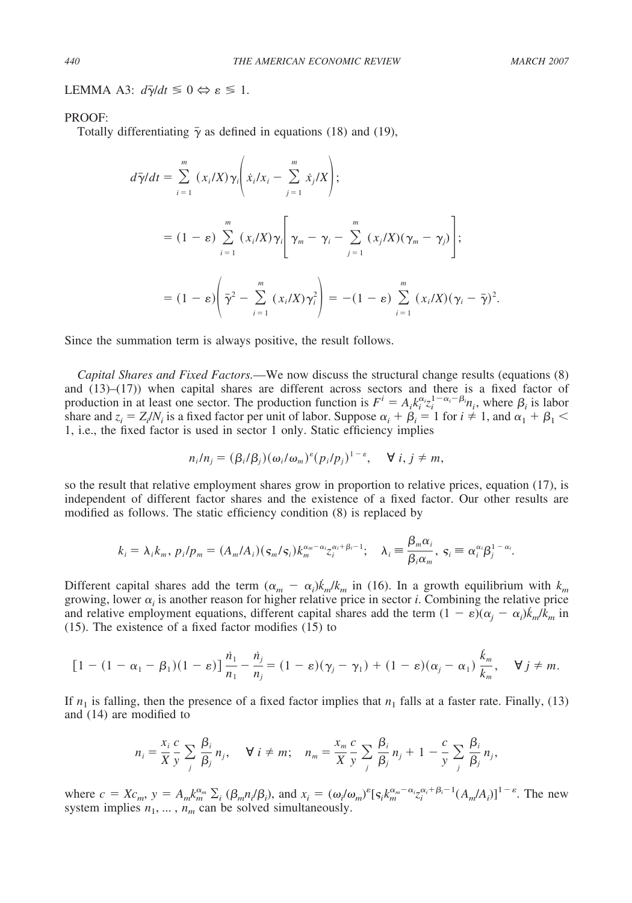LEMMA A3: $d\bar{\gamma}/dt \lesseqgtr 0 \Leftrightarrow \varepsilon \lesseqgtr 1$.

PROOF:

Totally differentiating $\bar{\gamma}$ as defined in equations (18) and (19),

$$d\bar{\gamma}/dt = \sum_{i=1}^{m} (x_i/X)\gamma_i\left(\dot{x}_i/x_i - \sum_{j=1}^{m} \dot{x}_j/X\right);$$

$$= (1-\varepsilon)\sum_{i=1}^{m} (x_i/X)\gamma_i\left[\gamma_m - \gamma_i - \sum_{j=1}^{m}(x_j/X)(\gamma_m - \gamma_j)\right];$$

$$= (1-\varepsilon)\left(\bar{\gamma}^2 - \sum_{i=1}^{m}(x_i/X)\gamma_i^2\right) = -(1-\varepsilon)\sum_{i=1}^{m}(x_i/X)(\gamma_i - \bar{\gamma})^2.$$

Since the summation term is always positive, the result follows.

*Capital Shares and Fixed Factors.*—We now discuss the structural change results (equations (8) and (13)–(17)) when capital shares are different across sectors and there is a fixed factor of production in at least one sector. The production function is $F^i = A_i k_i^{\alpha_i} z_i^{1-\alpha_i-\beta_i} n_i$, where $\beta_i$ is labor share and $z_i = Z_i/N_i$ is a fixed factor per unit of labor. Suppose $\alpha_i + \beta_i = 1$ for $i \neq 1$, and $\alpha_1 + \beta_1 < 1$, i.e., the fixed factor is used in sector 1 only. Static efficiency implies

$$n_i/n_j = (\beta_i/\beta_j)(\omega_i/\omega_m)^{\varepsilon}(p_i/p_j)^{1-\varepsilon}, \quad \forall\, i, j \neq m,$$

so the result that relative employment shares grow in proportion to relative prices, equation (17), is independent of different factor shares and the existence of a fixed factor. Our other results are modified as follows. The static efficiency condition (8) is replaced by

$$k_i = \lambda_i k_m,\ p_i/p_m = (A_m/A_i)(\varsigma_m/\varsigma_i)k_m^{\alpha_m-\alpha_i}z_i^{\alpha_i+\beta_i-1}; \quad \lambda_i \equiv \frac{\beta_m\alpha_i}{\beta_i\alpha_m},\ \varsigma_i \equiv \alpha_i^{\alpha_i}\beta_j^{1-\alpha_i}.$$

Different capital shares add the term $(\alpha_m - \alpha_i)\dot{k}_m/k_m$ in (16). In a growth equilibrium with $k_m$ growing, lower $\alpha_i$ is another reason for higher relative price in sector $i$. Combining the relative price and relative employment equations, different capital shares add the term $(1-\varepsilon)(\alpha_j - \alpha_i)\dot{k}_m/k_m$ in (15). The existence of a fixed factor modifies (15) to

$$[1-(1-\alpha_1-\beta_1)(1-\varepsilon)]\frac{\dot{n}_1}{n_1} - \frac{\dot{n}_j}{n_j} = (1-\varepsilon)(\gamma_j - \gamma_1) + (1-\varepsilon)(\alpha_j - \alpha_1)\frac{\dot{k}_m}{k_m}, \quad \forall\, j \neq m.$$

If $n_1$ is falling, then the presence of a fixed factor implies that $n_1$ falls at a faster rate. Finally, (13) and (14) are modified to

$$n_i = \frac{x_i}{X}\frac{c}{y}\sum_j \frac{\beta_i}{\beta_j}n_j, \quad \forall\, i \neq m; \quad n_m = \frac{x_m}{X}\frac{c}{y}\sum_j\frac{\beta_i}{\beta_j}n_j + 1 - \frac{c}{y}\sum_j\frac{\beta_i}{\beta_j}n_j,$$

where $c = Xc_m$, $y = A_m k_m^{\alpha_m}\sum_i(\beta_m n_i/\beta_i)$, and $x_i = (\omega_i/\omega_m)^{\varepsilon}[\varsigma_i k_m^{\alpha_m-\alpha_i}z_i^{\alpha_i+\beta_i-1}(A_m/A_i)]^{1-\varepsilon}$. The new system implies $n_1, \ldots, n_m$ can be solved simultaneously.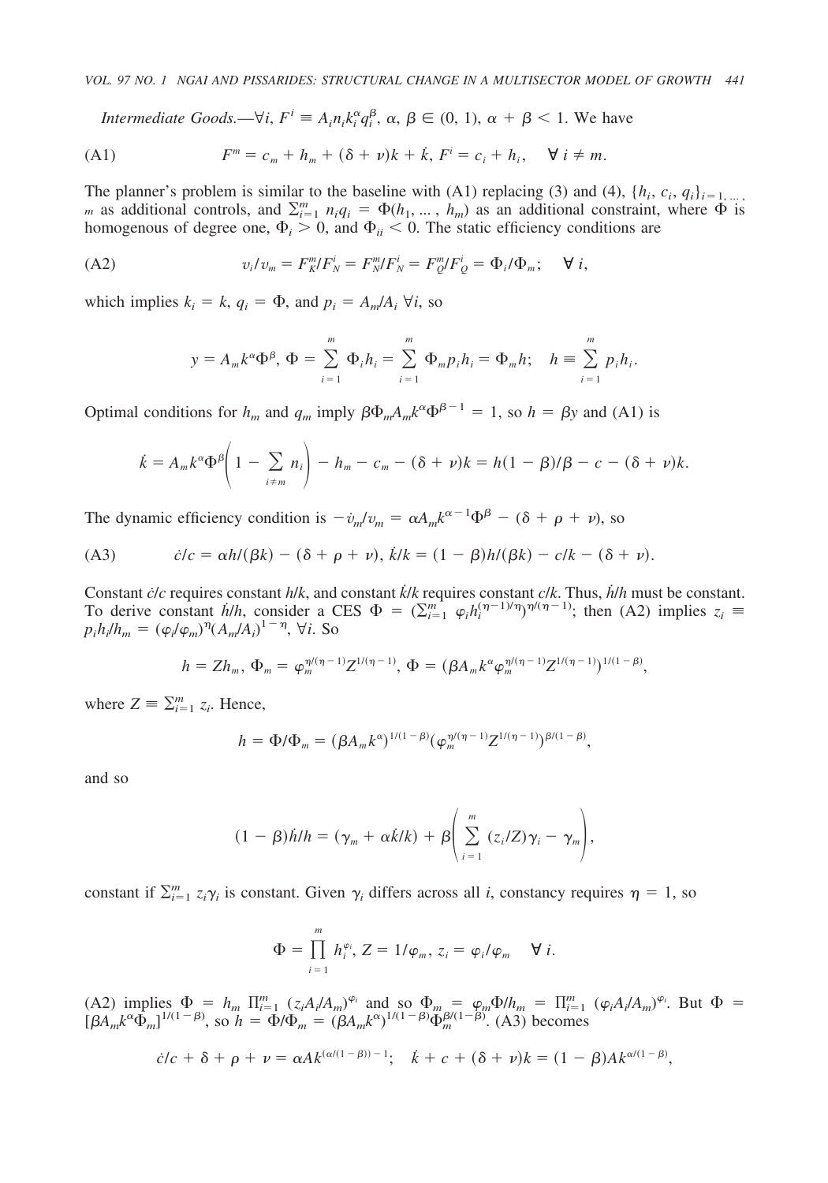*Intermediate Goods.*—$\forall i$, $F^i \equiv A_i n_i k_i^{\alpha} q_i^{\beta}$, $\alpha$, $\beta \in (0, 1)$, $\alpha + \beta < 1$. We have

$$F^m = c_m + h_m + (\delta + \nu)k + \dot{k},\ F^i = c_i + h_i, \quad \forall\ i \neq m. \tag{A1}$$

The planner's problem is similar to the baseline with (A1) replacing (3) and (4), $\{h_i, c_i, q_i\}_{i=1,\ldots,m}$ as additional controls, and $\sum_{i=1}^{m} n_i q_i = \Phi(h_1, \ldots, h_m)$ as an additional constraint, where $\Phi$ is homogenous of degree one, $\Phi_i > 0$, and $\Phi_{ii} < 0$. The static efficiency conditions are

$$v_i/v_m = F_K^m/F_N^i = F_N^m/F_N^i = F_Q^m/F_Q^i = \Phi_i/\Phi_m; \quad \forall\ i, \tag{A2}$$

which implies $k_i = k$, $q_i = \Phi$, and $p_i = A_m/A_i\ \forall i$, so

$$y = A_m k^{\alpha} \Phi^{\beta},\ \Phi = \sum_{i=1}^{m} \Phi_i h_i = \sum_{i=1}^{m} \Phi_m p_i h_i = \Phi_m h; \quad h \equiv \sum_{i=1}^{m} p_i h_i.$$

Optimal conditions for $h_m$ and $q_m$ imply $\beta \Phi_m A_m k^{\alpha} \Phi^{\beta - 1} = 1$, so $h = \beta y$ and (A1) is

$$\dot{k} = A_m k^{\alpha} \Phi^{\beta} \left( 1 - \sum_{i \neq m} n_i \right) - h_m - c_m - (\delta + \nu)k = h(1 - \beta)/\beta - c - (\delta + \nu)k.$$

The dynamic efficiency condition is $-\dot{v}_m/v_m = \alpha A_m k^{\alpha - 1} \Phi^{\beta} - (\delta + \rho + \nu)$, so

$$\dot{c}/c = \alpha h/(\beta k) - (\delta + \rho + \nu),\ \dot{k}/k = (1 - \beta)h/(\beta k) - c/k - (\delta + \nu). \tag{A3}$$

Constant $\dot{c}/c$ requires constant $h/k$, and constant $\dot{k}/k$ requires constant $c/k$. Thus, $\dot{h}/h$ must be constant. To derive constant $\dot{h}/h$, consider a CES $\Phi = (\sum_{i=1}^{m} \varphi_i h_i^{(\eta - 1)/\eta})^{\eta/(\eta - 1)}$; then (A2) implies $z_i \equiv p_i h_i/h_m = (\varphi_i/\varphi_m)^{\eta} (A_m/A_i)^{1 - \eta}$, $\forall i$. So

$$h = Z h_m,\ \Phi_m = \varphi_m^{\eta/(\eta - 1)} Z^{1/(\eta - 1)},\ \Phi = (\beta A_m k^{\alpha} \varphi_m^{\eta/(\eta - 1)} Z^{1/(\eta - 1)})^{1/(1 - \beta)},$$

where $Z \equiv \sum_{i=1}^{m} z_i$. Hence,

$$h = \Phi/\Phi_m = (\beta A_m k^{\alpha})^{1/(1 - \beta)} (\varphi_m^{\eta/(\eta - 1)} Z^{1/(\eta - 1)})^{\beta/(1 - \beta)},$$

and so

$$(1 - \beta)\dot{h}/h = (\gamma_m + \alpha \dot{k}/k) + \beta \left( \sum_{i=1}^{m} (z_i/Z)\gamma_i - \gamma_m \right),$$

constant if $\sum_{i=1}^{m} z_i \gamma_i$ is constant. Given $\gamma_i$ differs across all $i$, constancy requires $\eta = 1$, so

$$\Phi = \prod_{i=1}^{m} h_i^{\varphi_i},\ Z = 1/\varphi_m,\ z_i = \varphi_i/\varphi_m \quad \forall\ i.$$

(A2) implies $\Phi = h_m \prod_{i=1}^{m} (z_i A_i/A_m)^{\varphi_i}$ and so $\Phi_m = \varphi_m \Phi/h_m = \prod_{i=1}^{m} (\varphi_i A_i/A_m)^{\varphi_i}$. But $\Phi = [\beta A_m k^{\alpha} \Phi_m]^{1/(1 - \beta)}$, so $h = \Phi/\Phi_m = (\beta A_m k^{\alpha})^{1/(1 - \beta)} \Phi_m^{\beta/(1 - \beta)}$. (A3) becomes

$$\dot{c}/c + \delta + \rho + \nu = \alpha A k^{(\alpha/(1 - \beta)) - 1}; \quad \dot{k} + c + (\delta + \nu)k = (1 - \beta) A k^{\alpha/(1 - \beta)},$$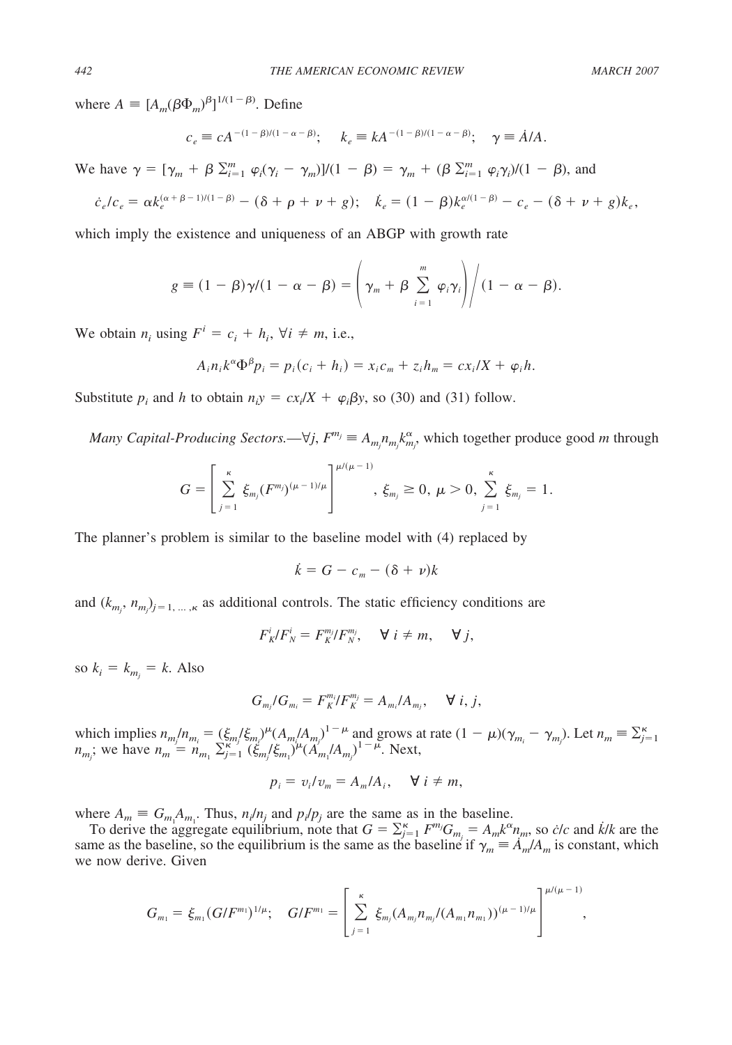where $A \equiv [A_m(\beta\Phi_m)^{\beta}]^{1/(1-\beta)}$. Define

$$c_e \equiv cA^{-(1-\beta)/(1-\alpha-\beta)}; \quad k_e \equiv kA^{-(1-\beta)/(1-\alpha-\beta)}; \quad \gamma \equiv \dot{A}/A.$$

We have $\gamma = [\gamma_m + \beta \sum_{i=1}^{m} \varphi_i(\gamma_i - \gamma_m)]/(1-\beta) = \gamma_m + (\beta \sum_{i=1}^{m} \varphi_i \gamma_i)/(1-\beta)$, and

$$\dot{c}_e/c_e = \alpha k_e^{(\alpha+\beta-1)/(1-\beta)} - (\delta + \rho + \nu + g); \quad \dot{k}_e = (1-\beta)k_e^{\alpha/(1-\beta)} - c_e - (\delta + \nu + g)k_e,$$

which imply the existence and uniqueness of an ABGP with growth rate

$$g \equiv (1-\beta)\gamma/(1-\alpha-\beta) = \left(\gamma_m + \beta \sum_{i=1}^{m} \varphi_i \gamma_i\right) \Bigg/ (1-\alpha-\beta).$$

We obtain $n_i$ using $F^i = c_i + h_i$, $\forall i \neq m$, i.e.,

$$A_i n_i k^{\alpha} \Phi^{\beta} p_i = p_i(c_i + h_i) = x_i c_m + z_i h_m = cx_i/X + \varphi_i h.$$

Substitute $p_i$ and $h$ to obtain $n_i y = cx_i/X + \varphi_i \beta y$, so (30) and (31) follow.

*Many Capital-Producing Sectors.*—$\forall j$, $F^{m_j} \equiv A_{m_j} n_{m_j} k_{m_j}^{\alpha}$, which together produce good $m$ through

$$G = \left[\sum_{j=1}^{\kappa} \xi_{m_j}(F^{m_j})^{(\mu-1)/\mu}\right]^{\mu/(\mu-1)}, \; \xi_{m_j} \geq 0, \; \mu > 0, \; \sum_{j=1}^{\kappa} \xi_{m_j} = 1.$$

The planner's problem is similar to the baseline model with (4) replaced by

$$\dot{k} = G - c_m - (\delta + \nu)k$$

and $(k_{m_j}, n_{m_j})_{j=1,\ldots,\kappa}$ as additional controls. The static efficiency conditions are

$$F_K^i/F_N^i = F_K^{m_j}/F_N^{m_j}, \quad \forall \, i \neq m, \quad \forall \, j,$$

so $k_i = k_{m_j} = k$. Also

$$G_{m_j}/G_{m_i} = F_K^{m_i}/F_K^{m_j} = A_{m_i}/A_{m_j}, \quad \forall \, i, j,$$

which implies $n_{m_j}/n_{m_i} = (\xi_{m_j}/\xi_{m_i})^{\mu}(A_{m_i}/A_{m_j})^{1-\mu}$ and grows at rate $(1-\mu)(\gamma_{m_i} - \gamma_{m_j})$. Let $n_m \equiv \sum_{j=1}^{\kappa} n_{m_j}$; we have $n_m = n_{m_1} \sum_{j=1}^{\kappa} (\xi_{m_j}/\xi_{m_1})^{\mu}(A_{m_1}/A_{m_j})^{1-\mu}$. Next,

$$p_i = v_i/v_m = A_m/A_i, \quad \forall \, i \neq m,$$

where $A_m \equiv G_{m_1} A_{m_1}$. Thus, $n_i/n_j$ and $p_i/p_j$ are the same as in the baseline.

To derive the aggregate equilibrium, note that $G = \sum_{j=1}^{\kappa} F^{m_j} G_{m_j} = A_m k^{\alpha} n_m$, so $\dot{c}/c$ and $\dot{k}/k$ are the same as the baseline, so the equilibrium is the same as the baseline if $\gamma_m \equiv \dot{A}_m/A_m$ is constant, which we now derive. Given

$$G_{m_1} = \xi_{m_1}(G/F^{m_1})^{1/\mu}; \quad G/F^{m_1} = \left[\sum_{j=1}^{\kappa} \xi_{m_j}(A_{m_j} n_{m_j}/(A_{m_1} n_{m_1}))^{(\mu-1)/\mu}\right]^{\mu/(\mu-1)},$$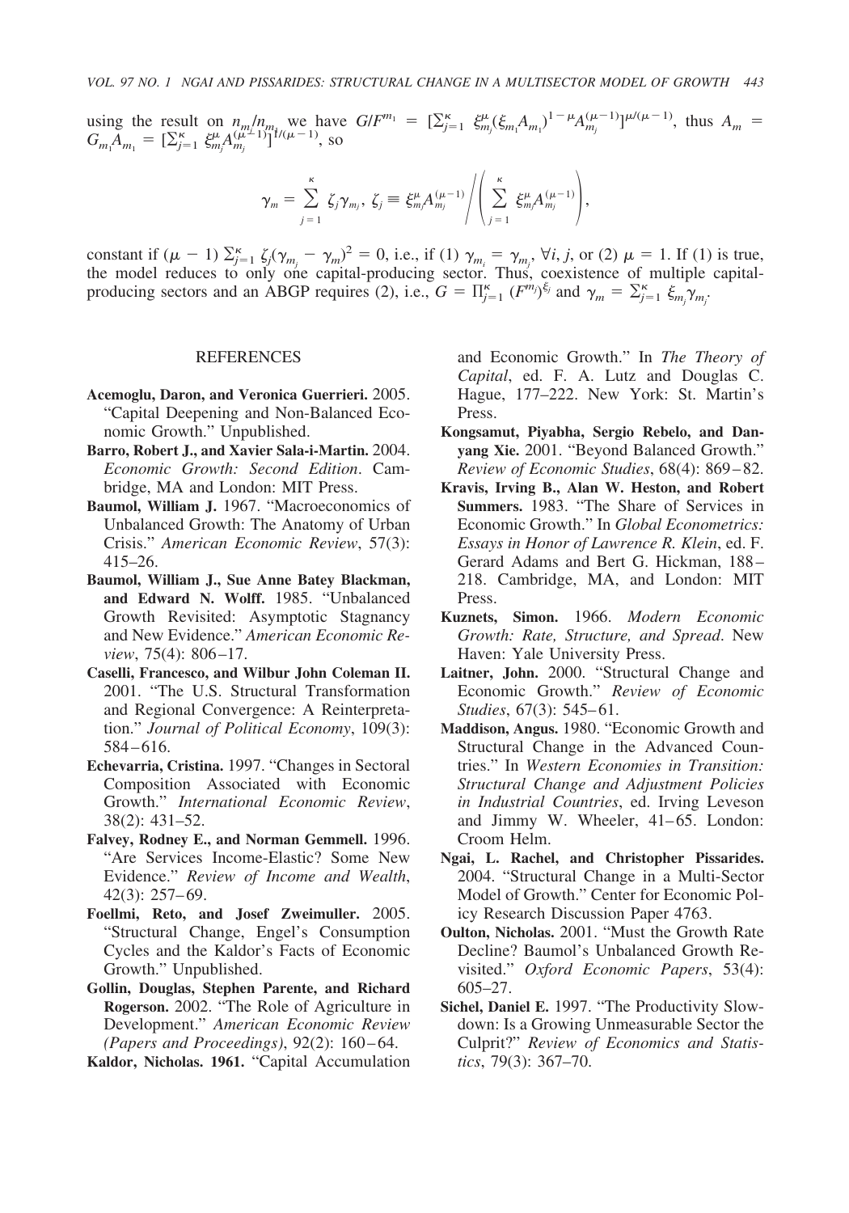using the result on $n_{m_j}/n_{m_1}$ we have $G/F^{m_1} = [\sum_{j=1}^{\kappa} \xi_{m_j}^{\mu}(\xi_{m_1}A_{m_1})^{1-\mu}A_{m_j}^{(\mu-1)}]^{\mu/(\mu-1)}$, thus $A_m = G_{m_1}A_{m_1} = [\sum_{j=1}^{\kappa} \xi_{m_j}^{\mu}A_{m_j}^{(\mu-1)}]^{1/(\mu-1)}$, so

$$\gamma_m = \sum_{j=1}^{\kappa} \zeta_j \gamma_{m_j},\ \zeta_j \equiv \xi_{m_j}^{\mu}A_{m_j}^{(\mu-1)} \Bigg/ \left( \sum_{j=1}^{\kappa} \xi_{m_j}^{\mu}A_{m_j}^{(\mu-1)} \right),$$

constant if $(\mu - 1)\sum_{j=1}^{\kappa} \zeta_j(\gamma_{m_j} - \gamma_m)^2 = 0$, i.e., if (1) $\gamma_{m_i} = \gamma_{m_j}$, $\forall i, j$, or (2) $\mu = 1$. If (1) is true, the model reduces to only one capital-producing sector. Thus, coexistence of multiple capital-producing sectors and an ABGP requires (2), i.e., $G = \prod_{j=1}^{\kappa} (F^{m_j})^{\xi_j}$ and $\gamma_m = \sum_{j=1}^{\kappa} \xi_{m_j}\gamma_{m_j}$.

## REFERENCES

**Acemoglu, Daron, and Veronica Guerrieri.** 2005. "Capital Deepening and Non-Balanced Economic Growth." Unpublished.

**Barro, Robert J., and Xavier Sala-i-Martin.** 2004. *Economic Growth: Second Edition*. Cambridge, MA and London: MIT Press.

**Baumol, William J.** 1967. "Macroeconomics of Unbalanced Growth: The Anatomy of Urban Crisis." *American Economic Review*, 57(3): 415–26.

**Baumol, William J., Sue Anne Batey Blackman, and Edward N. Wolff.** 1985. "Unbalanced Growth Revisited: Asymptotic Stagnancy and New Evidence." *American Economic Review*, 75(4): 806–17.

**Caselli, Francesco, and Wilbur John Coleman II.** 2001. "The U.S. Structural Transformation and Regional Convergence: A Reinterpretation." *Journal of Political Economy*, 109(3): 584–616.

**Echevarria, Cristina.** 1997. "Changes in Sectoral Composition Associated with Economic Growth." *International Economic Review*, 38(2): 431–52.

**Falvey, Rodney E., and Norman Gemmell.** 1996. "Are Services Income-Elastic? Some New Evidence." *Review of Income and Wealth*, 42(3): 257–69.

**Foellmi, Reto, and Josef Zweimuller.** 2005. "Structural Change, Engel's Consumption Cycles and the Kaldor's Facts of Economic Growth." Unpublished.

**Gollin, Douglas, Stephen Parente, and Richard Rogerson.** 2002. "The Role of Agriculture in Development." *American Economic Review (Papers and Proceedings)*, 92(2): 160–64.

**Kaldor, Nicholas. 1961.** "Capital Accumulation and Economic Growth." In *The Theory of Capital*, ed. F. A. Lutz and Douglas C. Hague, 177–222. New York: St. Martin's Press.

**Kongsamut, Piyabha, Sergio Rebelo, and Danyang Xie.** 2001. "Beyond Balanced Growth." *Review of Economic Studies*, 68(4): 869–82.

**Kravis, Irving B., Alan W. Heston, and Robert Summers.** 1983. "The Share of Services in Economic Growth." In *Global Econometrics: Essays in Honor of Lawrence R. Klein*, ed. F. Gerard Adams and Bert G. Hickman, 188–218. Cambridge, MA, and London: MIT Press.

**Kuznets, Simon.** 1966. *Modern Economic Growth: Rate, Structure, and Spread*. New Haven: Yale University Press.

**Laitner, John.** 2000. "Structural Change and Economic Growth." *Review of Economic Studies*, 67(3): 545–61.

**Maddison, Angus.** 1980. "Economic Growth and Structural Change in the Advanced Countries." In *Western Economies in Transition: Structural Change and Adjustment Policies in Industrial Countries*, ed. Irving Leveson and Jimmy W. Wheeler, 41–65. London: Croom Helm.

**Ngai, L. Rachel, and Christopher Pissarides.** 2004. "Structural Change in a Multi-Sector Model of Growth." Center for Economic Policy Research Discussion Paper 4763.

**Oulton, Nicholas.** 2001. "Must the Growth Rate Decline? Baumol's Unbalanced Growth Revisited." *Oxford Economic Papers*, 53(4): 605–27.

**Sichel, Daniel E.** 1997. "The Productivity Slowdown: Is a Growing Unmeasurable Sector the Culprit?" *Review of Economics and Statistics*, 79(3): 367–70.